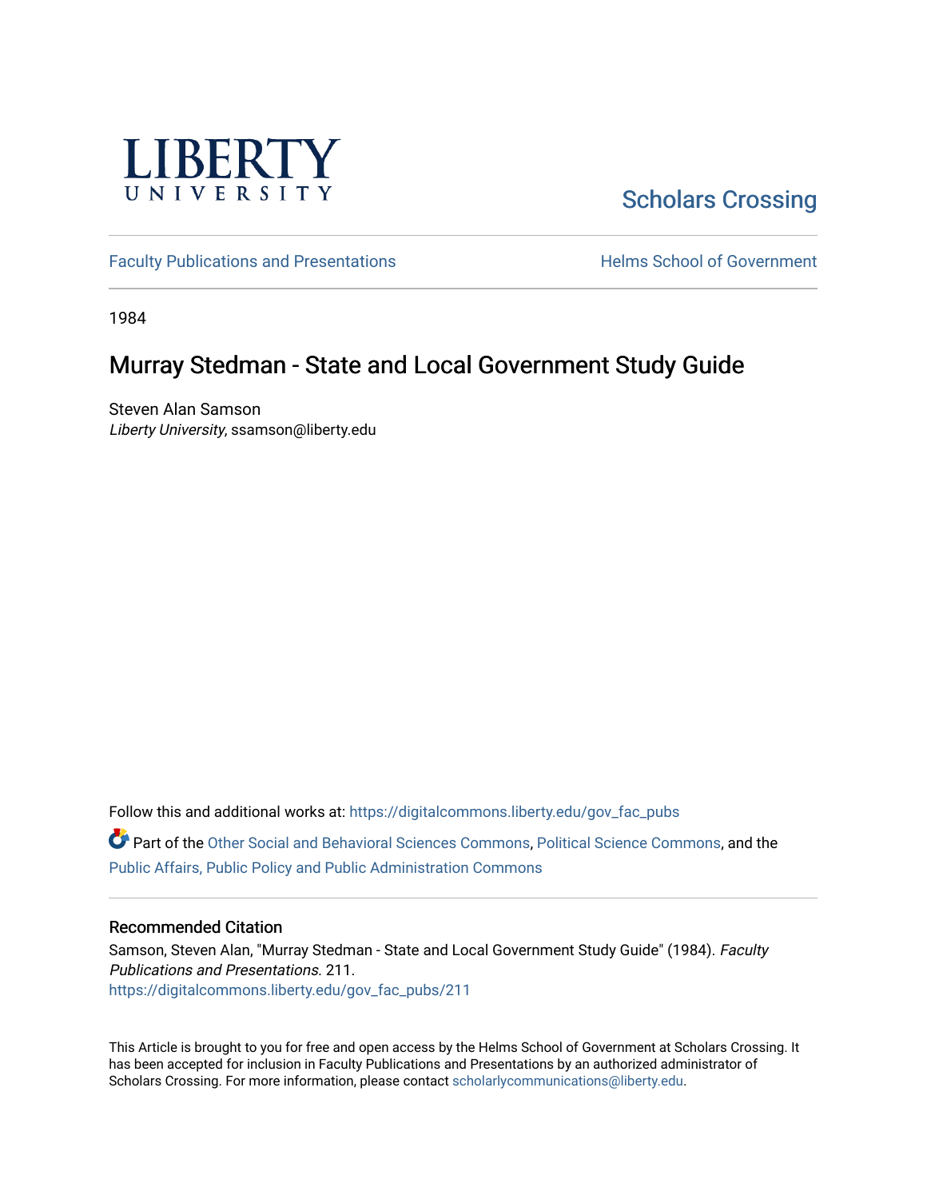LIBERTY UNIVERSITY

Scholars Crossing

Faculty Publications and Presentations

Helms School of Government

1984

# Murray Stedman - State and Local Government Study Guide

Steven Alan Samson
*Liberty University*, ssamson@liberty.edu

Follow this and additional works at: https://digitalcommons.liberty.edu/gov_fac_pubs

Part of the Other Social and Behavioral Sciences Commons, Political Science Commons, and the Public Affairs, Public Policy and Public Administration Commons

## Recommended Citation

Samson, Steven Alan, "Murray Stedman - State and Local Government Study Guide" (1984). *Faculty Publications and Presentations*. 211.
https://digitalcommons.liberty.edu/gov_fac_pubs/211

This Article is brought to you for free and open access by the Helms School of Government at Scholars Crossing. It has been accepted for inclusion in Faculty Publications and Presentations by an authorized administrator of Scholars Crossing. For more information, please contact scholarlycommunications@liberty.edu.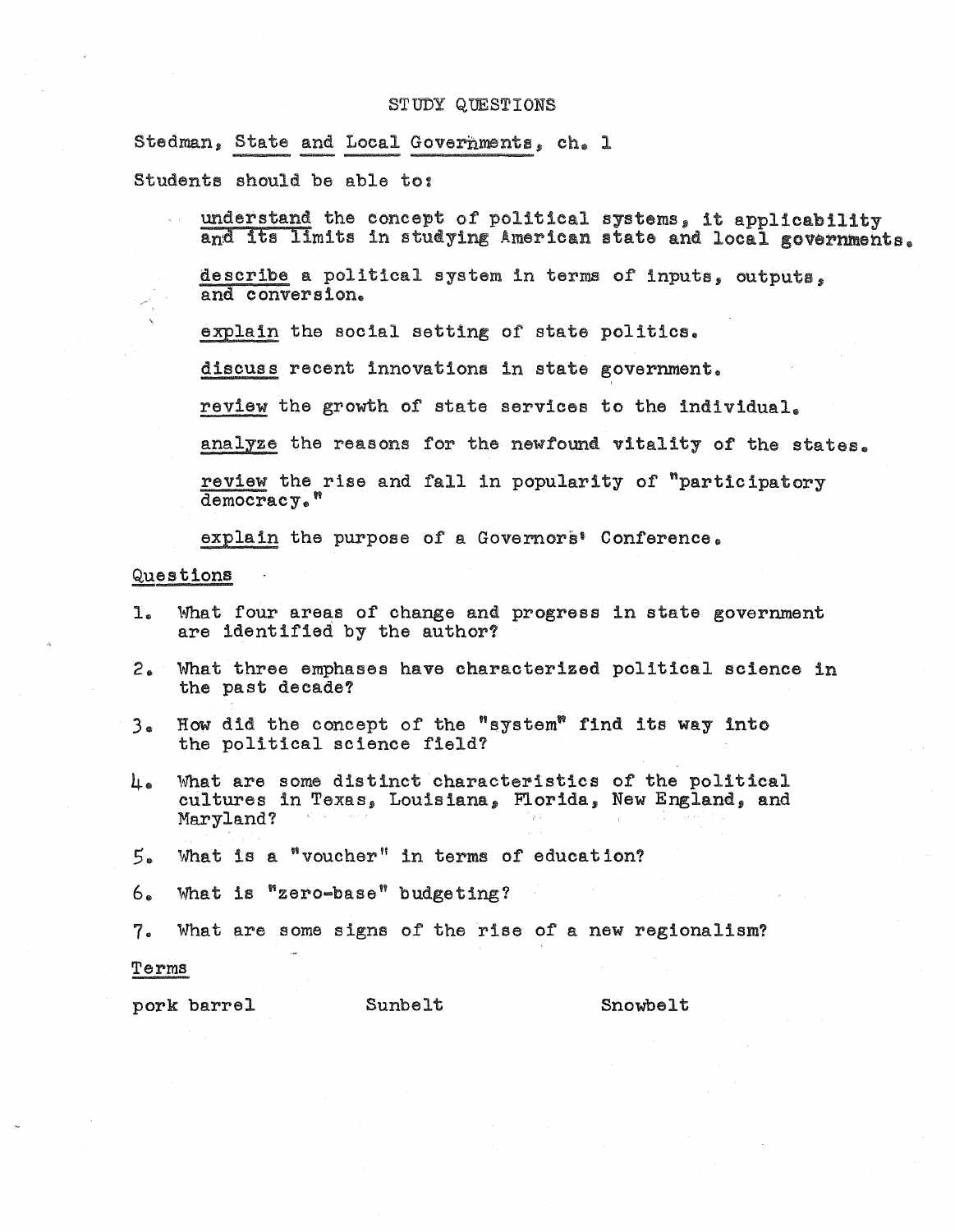# STUDY QUESTIONS

Stedman, <u>State and Local Governments</u>, ch. 1

Students should be able to:

- <u>understand</u> the concept of political systems, it applicability and its limits in studying American state and local governments.
- <u>describe</u> a political system in terms of inputs, outputs, and conversion.
- <u>explain</u> the social setting of state politics.
- <u>discuss</u> recent innovations in state government.
- <u>review</u> the growth of state services to the individual.
- <u>analyze</u> the reasons for the newfound vitality of the states.
- <u>review</u> the rise and fall in popularity of "participatory democracy."
- <u>explain</u> the purpose of a Governors' Conference.

## Questions

1. What four areas of change and progress in state government are identified by the author?
2. What three emphases have characterized political science in the past decade?
3. How did the concept of the "system" find its way into the political science field?
4. What are some distinct characteristics of the political cultures in Texas, Louisiana, Florida, New England, and Maryland?
5. What is a "voucher" in terms of education?
6. What is "zero-base" budgeting?
7. What are some signs of the rise of a new regionalism?

## Terms

pork barrel    Sunbelt    Snowbelt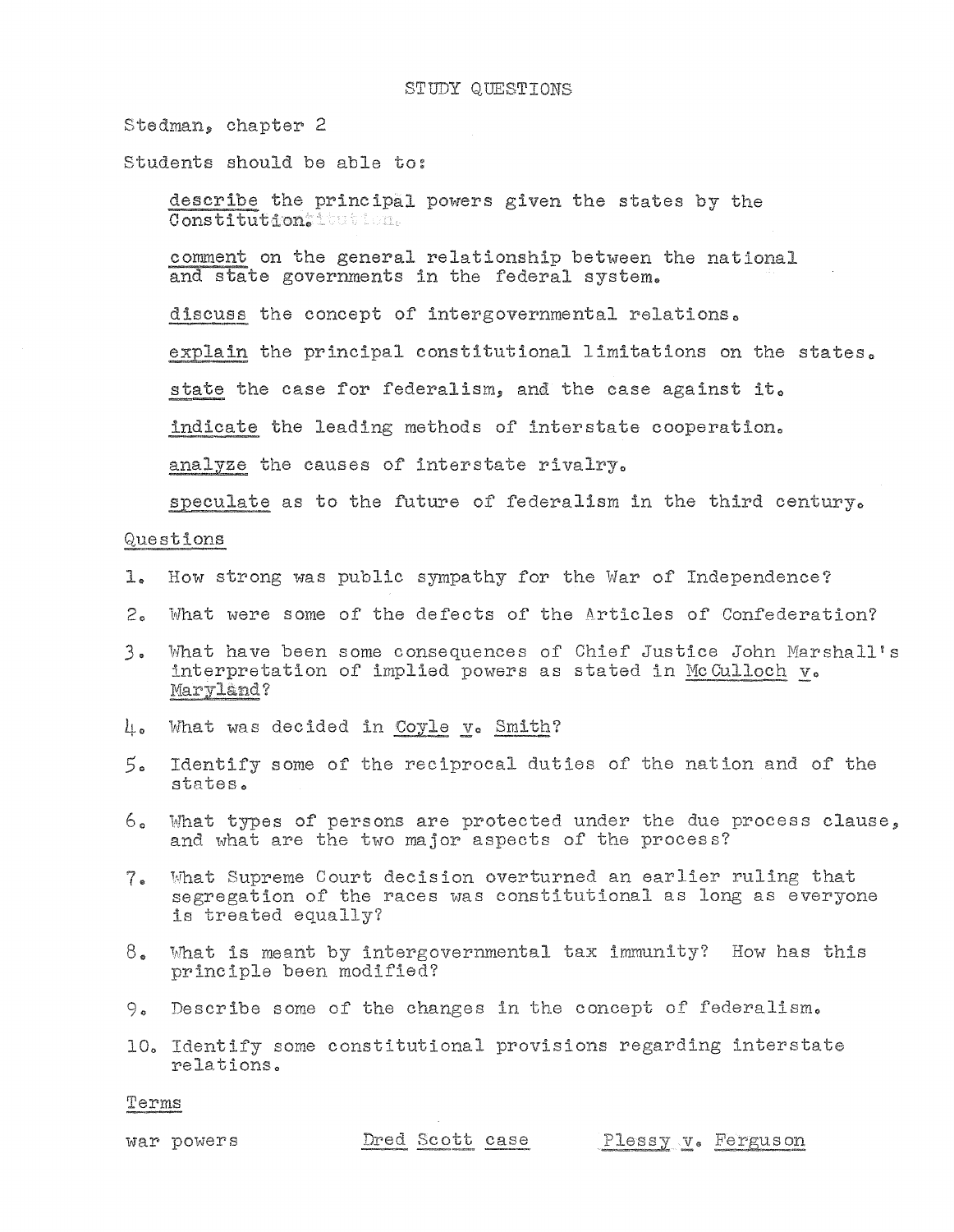## STUDY QUESTIONS

Stedman, chapter 2

Students should be able to:

- describe the principal powers given the states by the Constitution.
- comment on the general relationship between the national and state governments in the federal system.
- discuss the concept of intergovernmental relations.
- explain the principal constitutional limitations on the states.
- state the case for federalism, and the case against it.
- indicate the leading methods of interstate cooperation.
- analyze the causes of interstate rivalry.
- speculate as to the future of federalism in the third century.

### Questions

1. How strong was public sympathy for the War of Independence?
2. What were some of the defects of the Articles of Confederation?
3. What have been some consequences of Chief Justice John Marshall's interpretation of implied powers as stated in *McCulloch v. Maryland*?
4. What was decided in *Coyle v. Smith*?
5. Identify some of the reciprocal duties of the nation and of the states.
6. What types of persons are protected under the due process clause, and what are the two major aspects of the process?
7. What Supreme Court decision overturned an earlier ruling that segregation of the races was constitutional as long as everyone is treated equally?
8. What is meant by intergovernmental tax immunity? How has this principle been modified?
9. Describe some of the changes in the concept of federalism.
10. Identify some constitutional provisions regarding interstate relations.

### Terms

war powers | *Dred Scott case* | *Plessy v. Ferguson*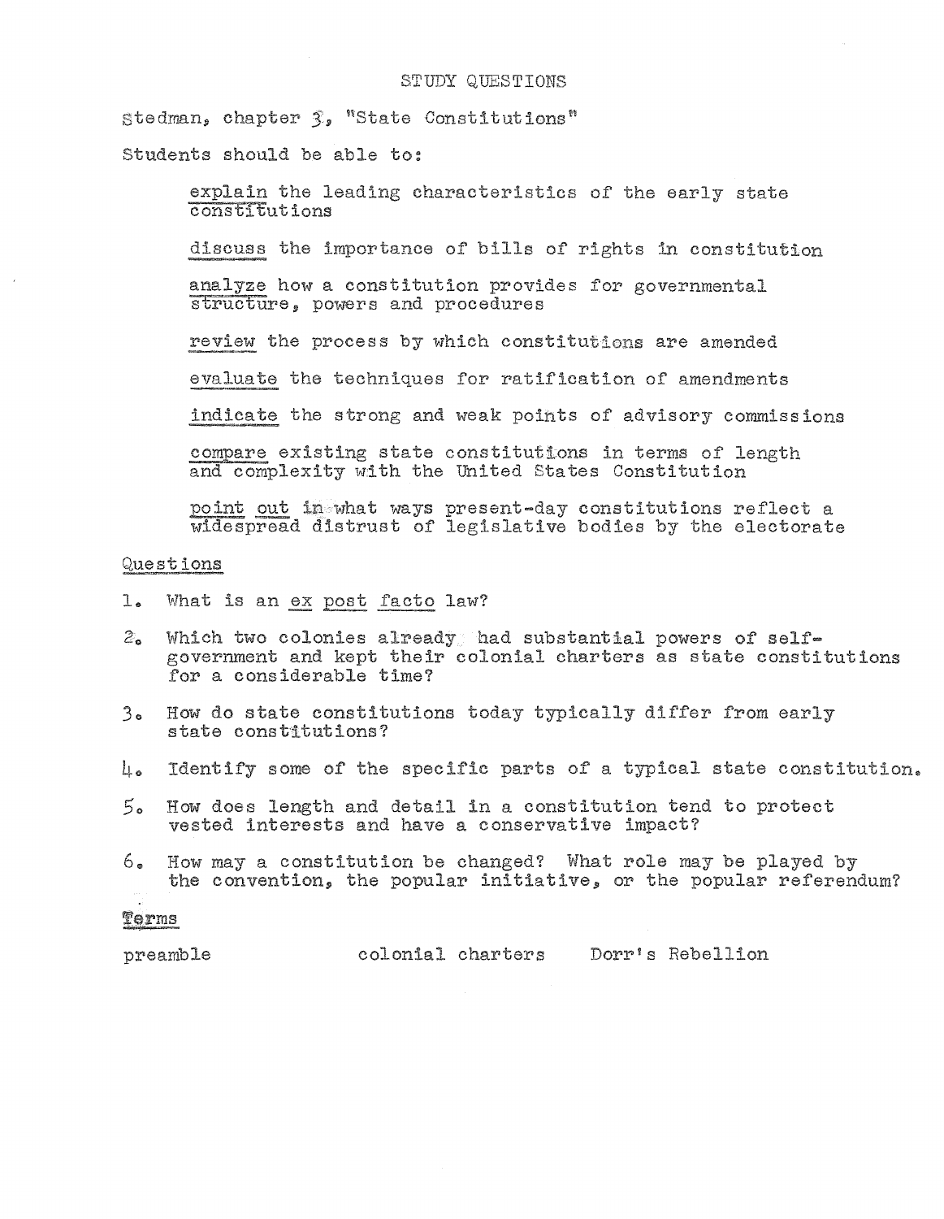# STUDY QUESTIONS

Stedman, chapter 3, "State Constitutions"

Students should be able to:

- explain the leading characteristics of the early state constitutions
- discuss the importance of bills of rights in constitution
- analyze how a constitution provides for governmental structure, powers and procedures
- review the process by which constitutions are amended
- evaluate the techniques for ratification of amendments
- indicate the strong and weak points of advisory commissions
- compare existing state constitutions in terms of length and complexity with the United States Constitution
- point out in what ways present-day constitutions reflect a widespread distrust of legislative bodies by the electorate

## Questions

1. What is an *ex post facto* law?
2. Which two colonies already had substantial powers of self-government and kept their colonial charters as state constitutions for a considerable time?
3. How do state constitutions today typically differ from early state constitutions?
4. Identify some of the specific parts of a typical state constitution.
5. How does length and detail in a constitution tend to protect vested interests and have a conservative impact?
6. How may a constitution be changed? What role may be played by the convention, the popular initiative, or the popular referendum?

## Terms

preamble    colonial charters    Dorr's Rebellion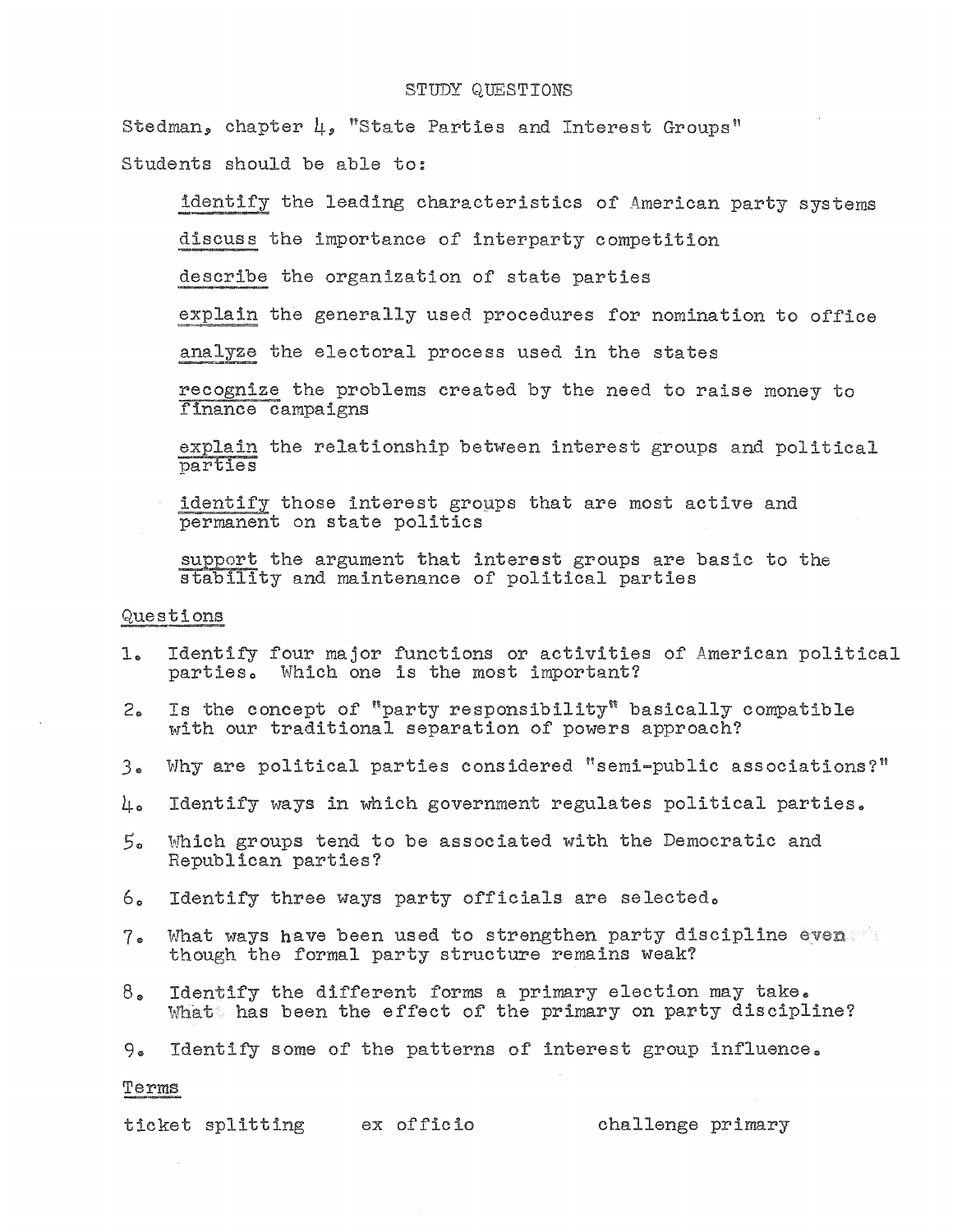# STUDY QUESTIONS

Stedman, chapter 4, "State Parties and Interest Groups"

Students should be able to:

- identify the leading characteristics of American party systems
- discuss the importance of interparty competition
- describe the organization of state parties
- explain the generally used procedures for nomination to office
- analyze the electoral process used in the states
- recognize the problems created by the need to raise money to finance campaigns
- explain the relationship between interest groups and political parties
- identify those interest groups that are most active and permanent on state politics
- support the argument that interest groups are basic to the stability and maintenance of political parties

## Questions

1. Identify four major functions or activities of American political parties. Which one is the most important?
2. Is the concept of "party responsibility" basically compatible with our traditional separation of powers approach?
3. Why are political parties considered "semi-public associations?"
4. Identify ways in which government regulates political parties.
5. Which groups tend to be associated with the Democratic and Republican parties?
6. Identify three ways party officials are selected.
7. What ways have been used to strengthen party discipline even though the formal party structure remains weak?
8. Identify the different forms a primary election may take. What has been the effect of the primary on party discipline?
9. Identify some of the patterns of interest group influence.

## Terms

ticket splitting    ex officio    challenge primary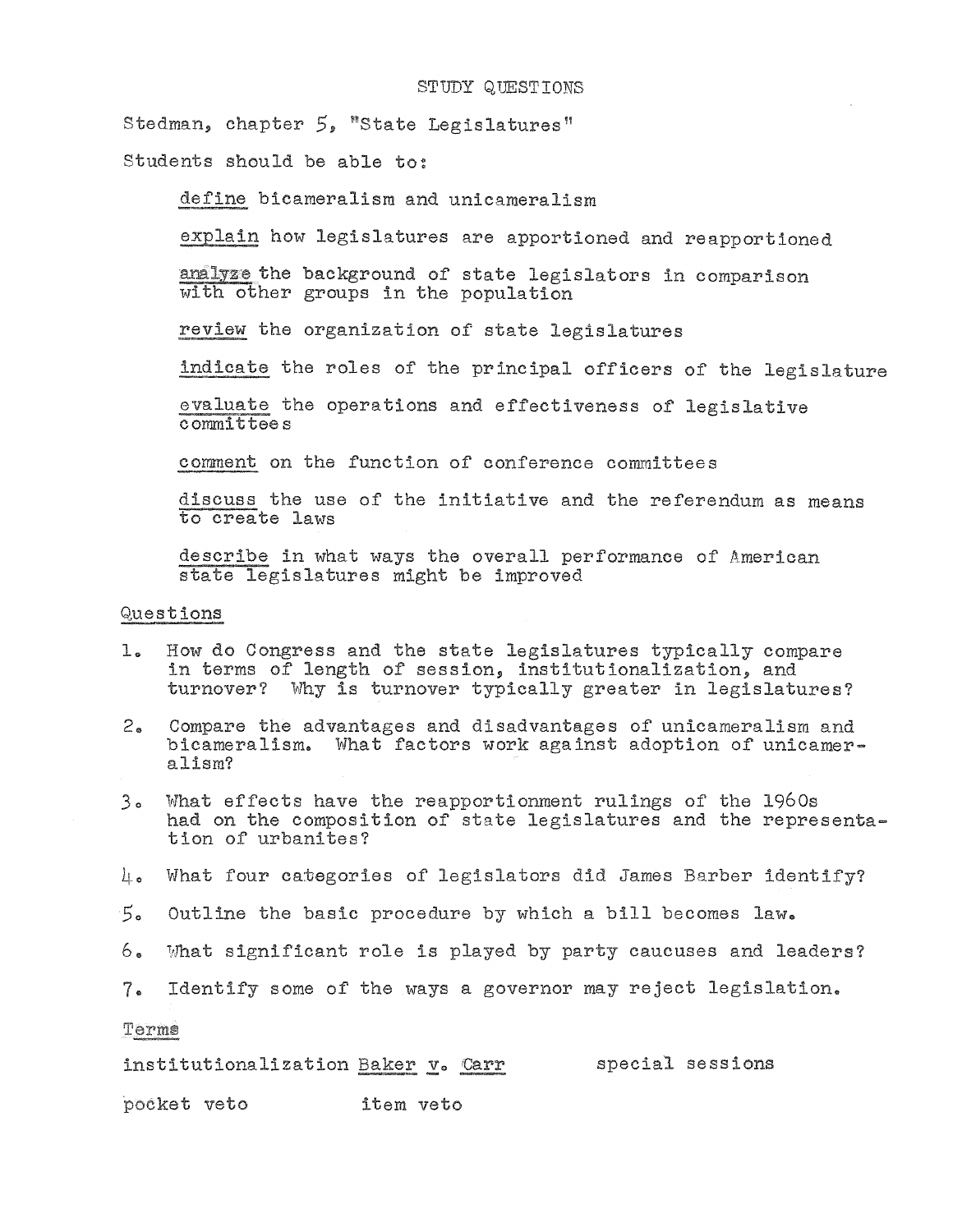# STUDY QUESTIONS

Stedman, chapter 5, "State Legislatures"

Students should be able to:

- define bicameralism and unicameralism
- explain how legislatures are apportioned and reapportioned
- analyze the background of state legislators in comparison with other groups in the population
- review the organization of state legislatures
- indicate the roles of the principal officers of the legislature
- evaluate the operations and effectiveness of legislative committees
- comment on the function of conference committees
- discuss the use of the initiative and the referendum as means to create laws
- describe in what ways the overall performance of American state legislatures might be improved

## Questions

1. How do Congress and the state legislatures typically compare in terms of length of session, institutionalization, and turnover? Why is turnover typically greater in legislatures?
2. Compare the advantages and disadvantages of unicameralism and bicameralism. What factors work against adoption of unicameralism?
3. What effects have the reapportionment rulings of the 1960s had on the composition of state legislatures and the representation of urbanites?
4. What four categories of legislators did James Barber identify?
5. Outline the basic procedure by which a bill becomes law.
6. What significant role is played by party caucuses and leaders?
7. Identify some of the ways a governor may reject legislation.

## Terms

institutionalization  *Baker v. Carr*  special sessions

pocket veto  item veto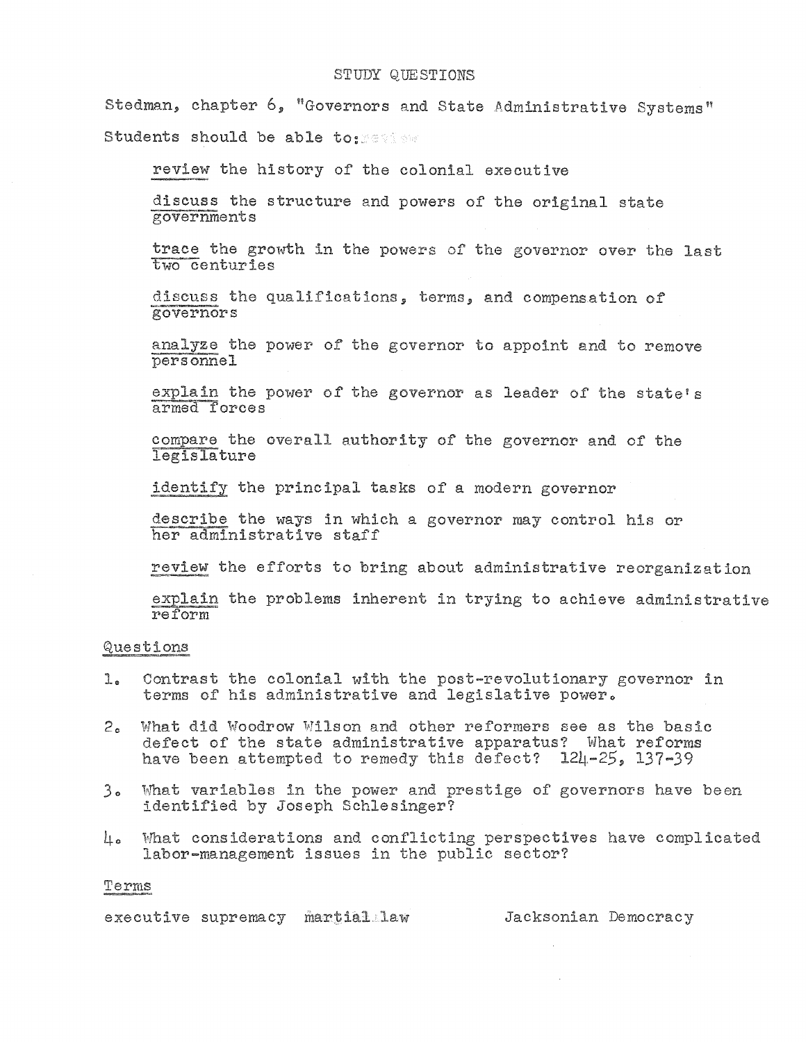# STUDY QUESTIONS

Stedman, chapter 6, "Governors and State Administrative Systems"

Students should be able to:

- review the history of the colonial executive
- discuss the structure and powers of the original state governments
- trace the growth in the powers of the governor over the last two centuries
- discuss the qualifications, terms, and compensation of governors
- analyze the power of the governor to appoint and to remove personnel
- explain the power of the governor as leader of the state's armed forces
- compare the overall authority of the governor and of the legislature
- identify the principal tasks of a modern governor
- describe the ways in which a governor may control his or her administrative staff
- review the efforts to bring about administrative reorganization
- explain the problems inherent in trying to achieve administrative reform

## Questions

1. Contrast the colonial with the post-revolutionary governor in terms of his administrative and legislative power.
2. What did Woodrow Wilson and other reformers see as the basic defect of the state administrative apparatus? What reforms have been attempted to remedy this defect? 124-25, 137-39
3. What variables in the power and prestige of governors have been identified by Joseph Schlesinger?
4. What considerations and conflicting perspectives have complicated labor-management issues in the public sector?

## Terms

executive supremacy martial law Jacksonian Democracy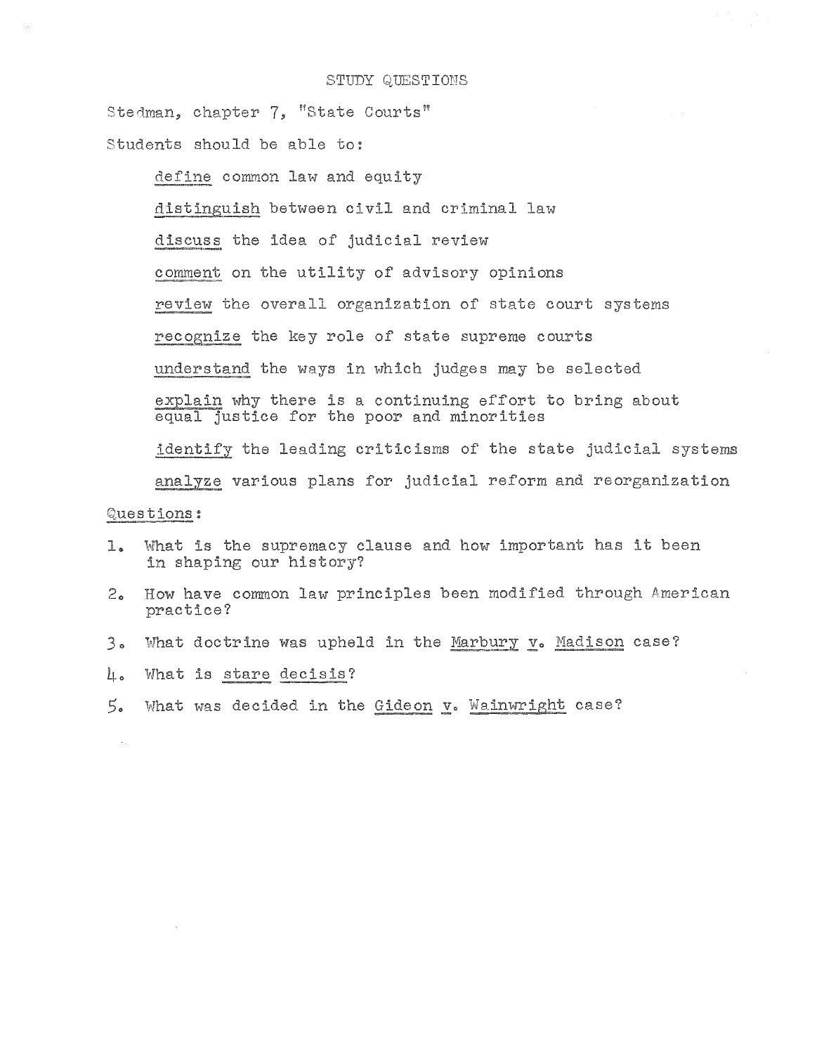# STUDY QUESTIONS

Stedman, chapter 7, "State Courts"

Students should be able to:

- _define_ common law and equity
- _distinguish_ between civil and criminal law
- _discuss_ the idea of judicial review
- _comment_ on the utility of advisory opinions
- _review_ the overall organization of state court systems
- _recognize_ the key role of state supreme courts
- _understand_ the ways in which judges may be selected
- _explain_ why there is a continuing effort to bring about equal justice for the poor and minorities
- _identify_ the leading criticisms of the state judicial systems
- _analyze_ various plans for judicial reform and reorganization

Questions:

1. What is the supremacy clause and how important has it been in shaping our history?
2. How have common law principles been modified through American practice?
3. What doctrine was upheld in the _Marbury v. Madison_ case?
4. What is _stare decisis_?
5. What was decided in the _Gideon v. Wainwright_ case?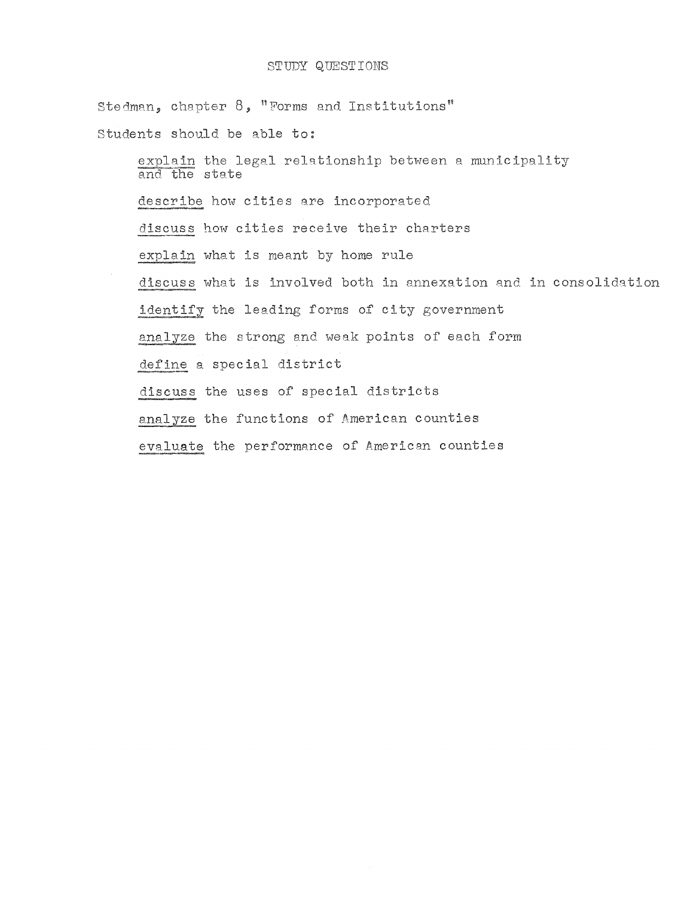# STUDY QUESTIONS

Stedman, chapter 8, "Forms and Institutions"

Students should be able to:

- explain the legal relationship between a municipality and the state
- describe how cities are incorporated
- discuss how cities receive their charters
- explain what is meant by home rule
- discuss what is involved both in annexation and in consolidation
- identify the leading forms of city government
- analyze the strong and weak points of each form
- define a special district
- discuss the uses of special districts
- analyze the functions of American counties
- evaluate the performance of American counties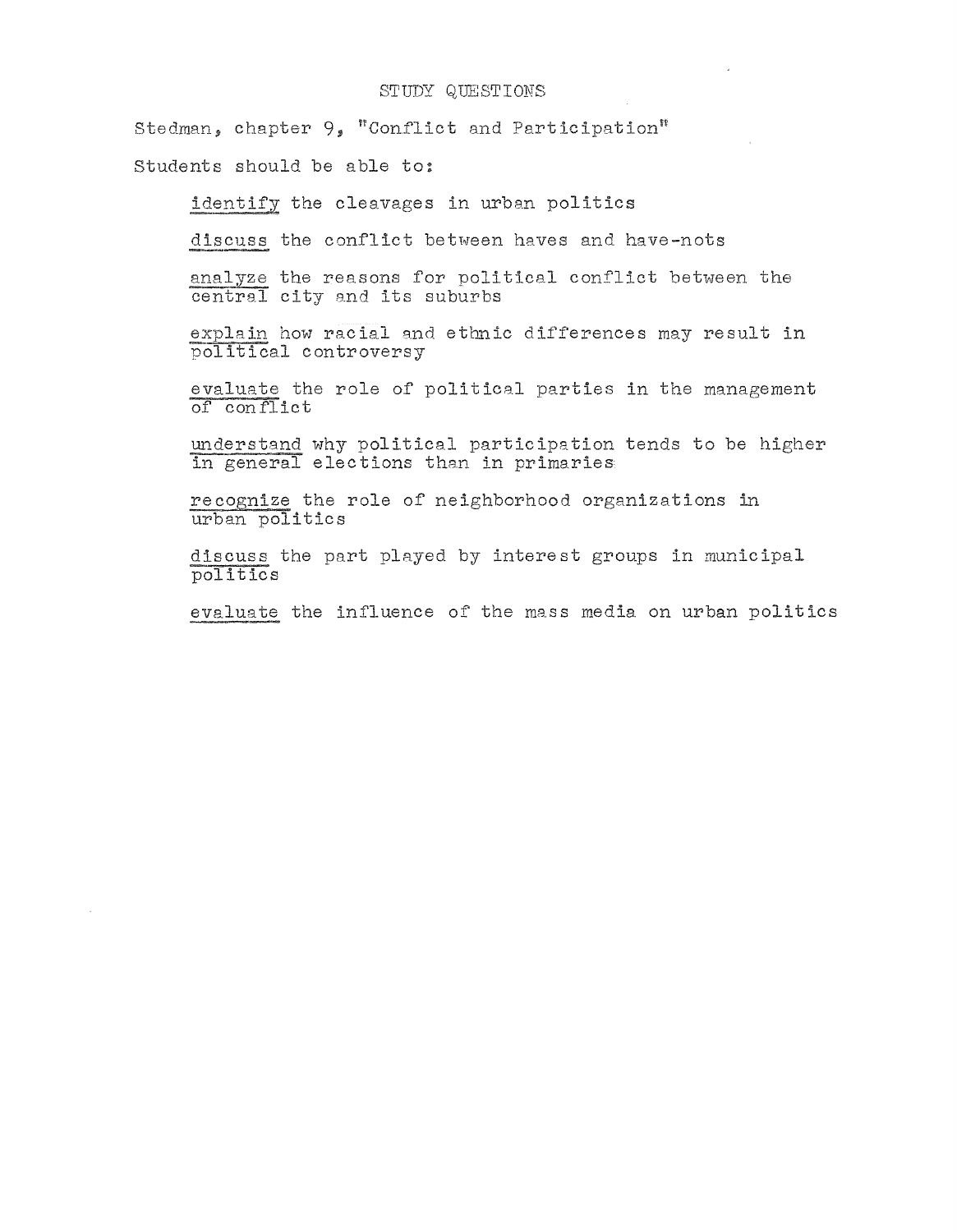# STUDY QUESTIONS

Stedman, chapter 9, "Conflict and Participation"

Students should be able to:

<u>identify</u> the cleavages in urban politics

<u>discuss</u> the conflict between haves and have-nots

<u>analyze</u> the reasons for political conflict between the central city and its suburbs

<u>explain</u> how racial and ethnic differences may result in political controversy

<u>evaluate</u> the role of political parties in the management of conflict

<u>understand</u> why political participation tends to be higher in general elections than in primaries

<u>recognize</u> the role of neighborhood organizations in urban politics

<u>discuss</u> the part played by interest groups in municipal politics

<u>evaluate</u> the influence of the mass media on urban politics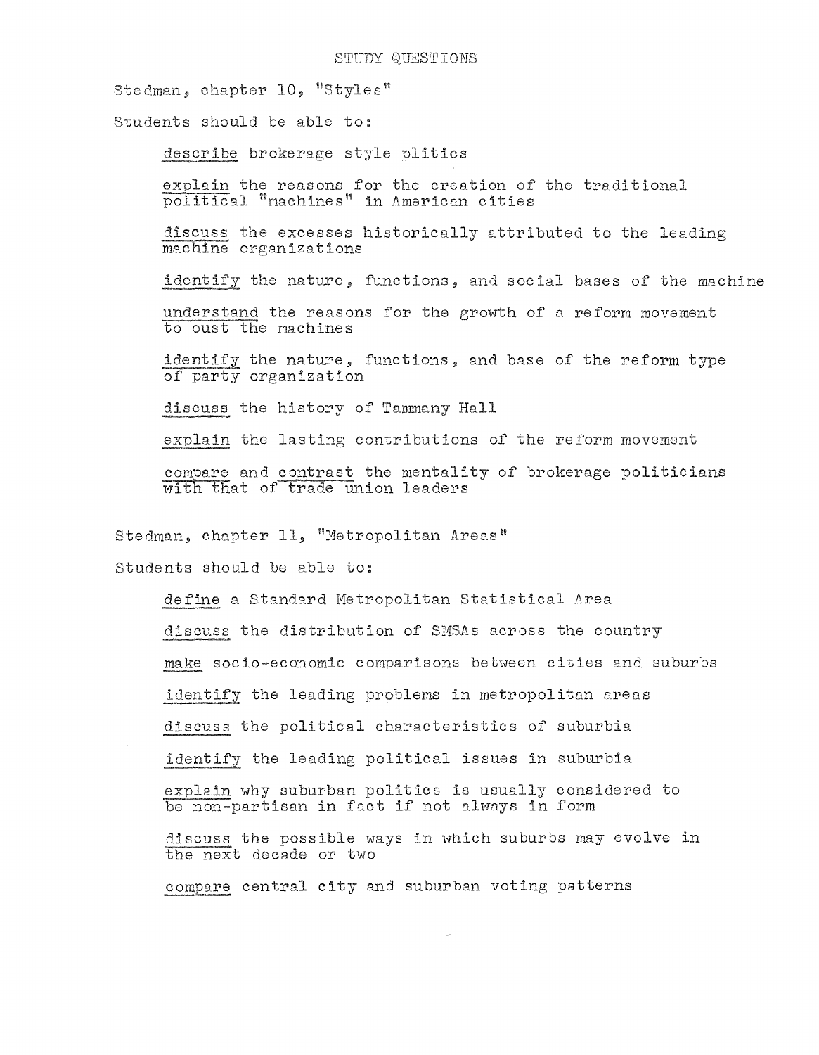# STUDY QUESTIONS

Stedman, chapter 10, "Styles"

Students should be able to:

- describe brokerage style plitics
- explain the reasons for the creation of the traditional political "machines" in American cities
- discuss the excesses historically attributed to the leading machine organizations
- identify the nature, functions, and social bases of the machine
- understand the reasons for the growth of a reform movement to oust the machines
- identify the nature, functions, and base of the reform type of party organization
- discuss the history of Tammany Hall
- explain the lasting contributions of the reform movement
- compare and contrast the mentality of brokerage politicians with that of trade union leaders

Stedman, chapter 11, "Metropolitan Areas"

Students should be able to:

- define a Standard Metropolitan Statistical Area
- discuss the distribution of SMSAs across the country
- make socio-economic comparisons between cities and suburbs
- identify the leading problems in metropolitan areas
- discuss the political characteristics of suburbia
- identify the leading political issues in suburbia
- explain why suburban politics is usually considered to be non-partisan in fact if not always in form
- discuss the possible ways in which suburbs may evolve in the next decade or two
- compare central city and suburban voting patterns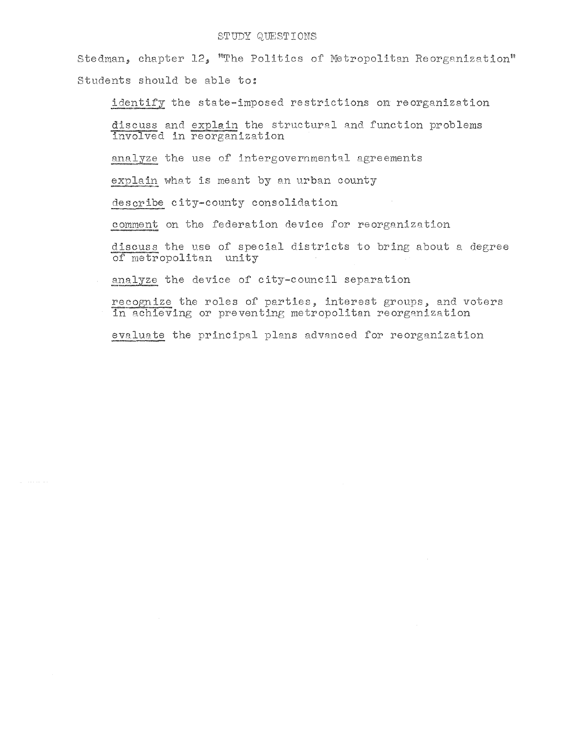# STUDY QUESTIONS

Stedman, chapter 12, "The Politics of Metropolitan Reorganization"

Students should be able to:

- identify the state-imposed restrictions on reorganization
- discuss and explain the structural and function problems involved in reorganization
- analyze the use of intergovernmental agreements
- explain what is meant by an urban county
- describe city-county consolidation
- comment on the federation device for reorganization
- discuss the use of special districts to bring about a degree of metropolitan unity
- analyze the device of city-council separation
- recognize the roles of parties, interest groups, and voters in achieving or preventing metropolitan reorganization
- evaluate the principal plans advanced for reorganization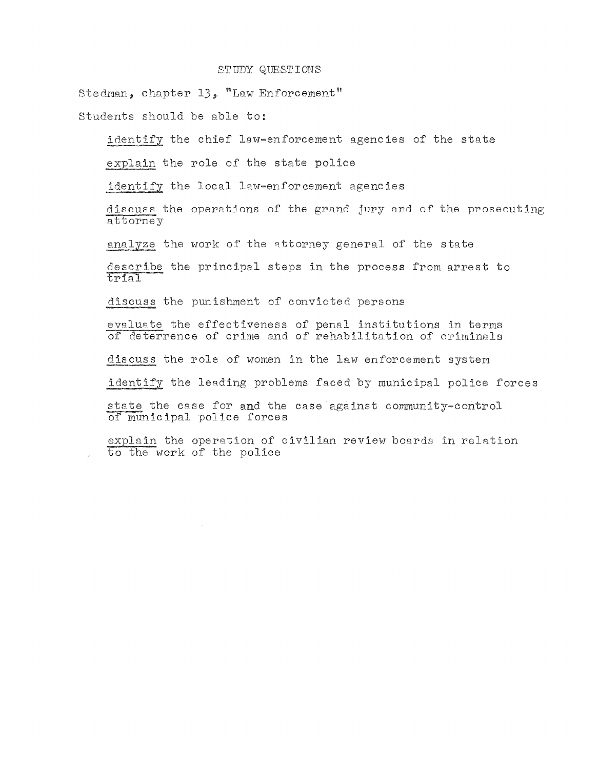# STUDY QUESTIONS

Stedman, chapter 13, "Law Enforcement"

Students should be able to:

- identify the chief law-enforcement agencies of the state
- explain the role of the state police
- identify the local law-enforcement agencies
- discuss the operations of the grand jury and of the prosecuting attorney
- analyze the work of the attorney general of the state
- describe the principal steps in the process from arrest to trial
- discuss the punishment of convicted persons
- evaluate the effectiveness of penal institutions in terms of deterrence of crime and of rehabilitation of criminals
- discuss the role of women in the law enforcement system
- identify the leading problems faced by municipal police forces
- state the case for and the case against community-control of municipal police forces
- explain the operation of civilian review boards in relation to the work of the police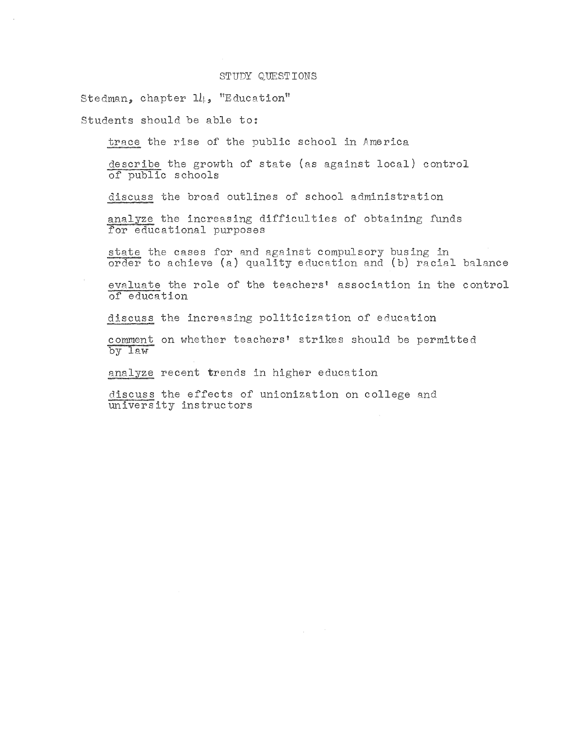## STUDY QUESTIONS

Stedman, chapter 14, "Education"

Students should be able to:

<u>trace</u> the rise of the public school in America

<u>describe</u> the growth of state (as against local) control of public schools

<u>discuss</u> the broad outlines of school administration

<u>analyze</u> the increasing difficulties of obtaining funds for educational purposes

<u>state</u> the cases for and against compulsory busing in order to achieve (a) quality education and (b) racial balance

<u>evaluate</u> the role of the teachers' association in the control of education

<u>discuss</u> the increasing politicization of education

<u>comment</u> on whether teachers' strikes should be permitted by law

<u>analyze</u> recent trends in higher education

<u>discuss</u> the effects of unionization on college and university instructors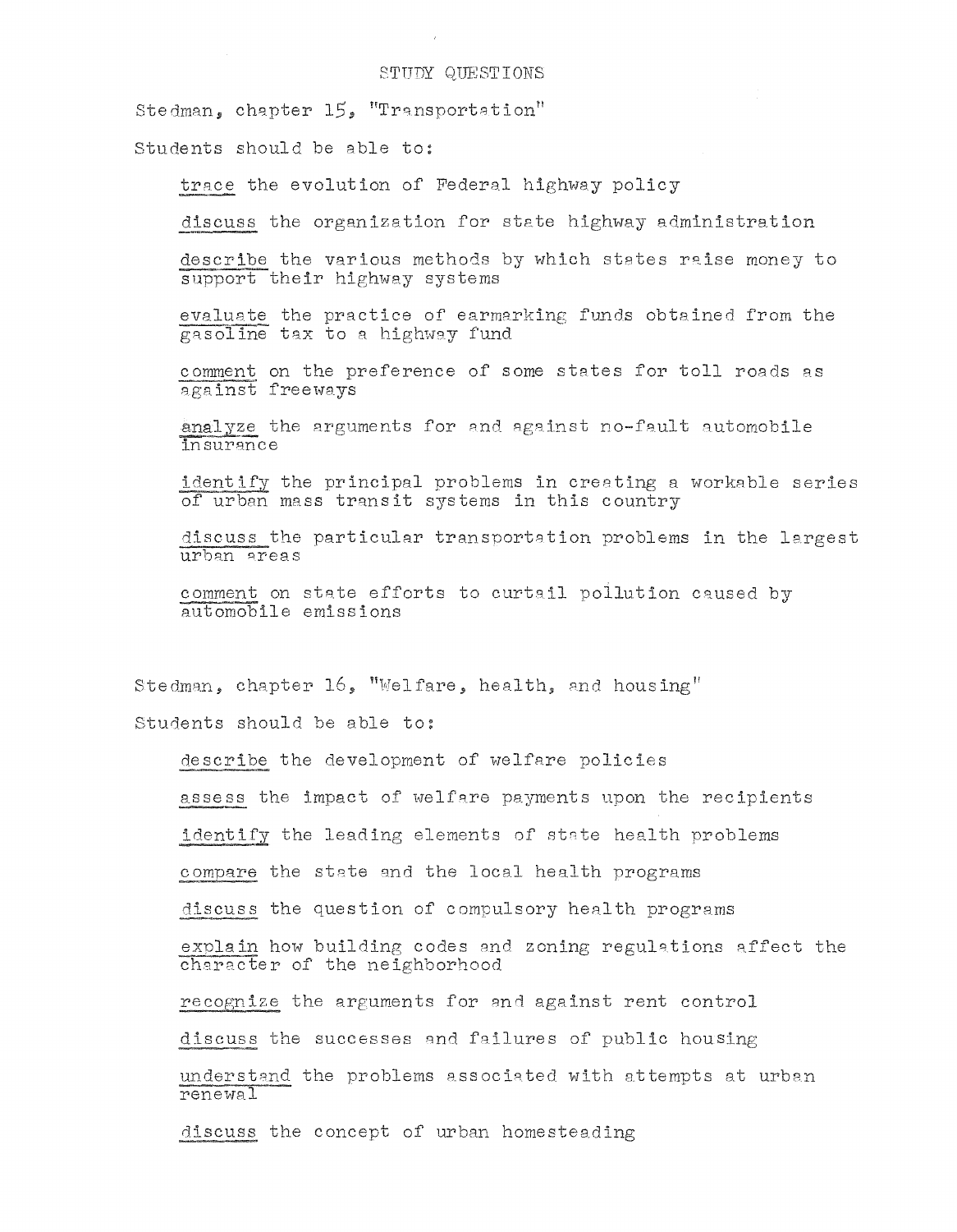# STUDY QUESTIONS

Stedman, chapter 15, "Transportation"

Students should be able to:

- trace the evolution of Federal highway policy
- discuss the organization for state highway administration
- describe the various methods by which states raise money to support their highway systems
- evaluate the practice of earmarking funds obtained from the gasoline tax to a highway fund
- comment on the preference of some states for toll roads as against freeways
- analyze the arguments for and against no-fault automobile insurance
- identify the principal problems in creating a workable series of urban mass transit systems in this country
- discuss the particular transportation problems in the largest urban areas
- comment on state efforts to curtail pollution caused by automobile emissions

Stedman, chapter 16, "Welfare, health, and housing"

Students should be able to:

- describe the development of welfare policies
- assess the impact of welfare payments upon the recipients
- identify the leading elements of state health problems
- compare the state and the local health programs
- discuss the question of compulsory health programs
- explain how building codes and zoning regulations affect the character of the neighborhood
- recognize the arguments for and against rent control
- discuss the successes and failures of public housing
- understand the problems associated with attempts at urban renewal
- discuss the concept of urban homesteading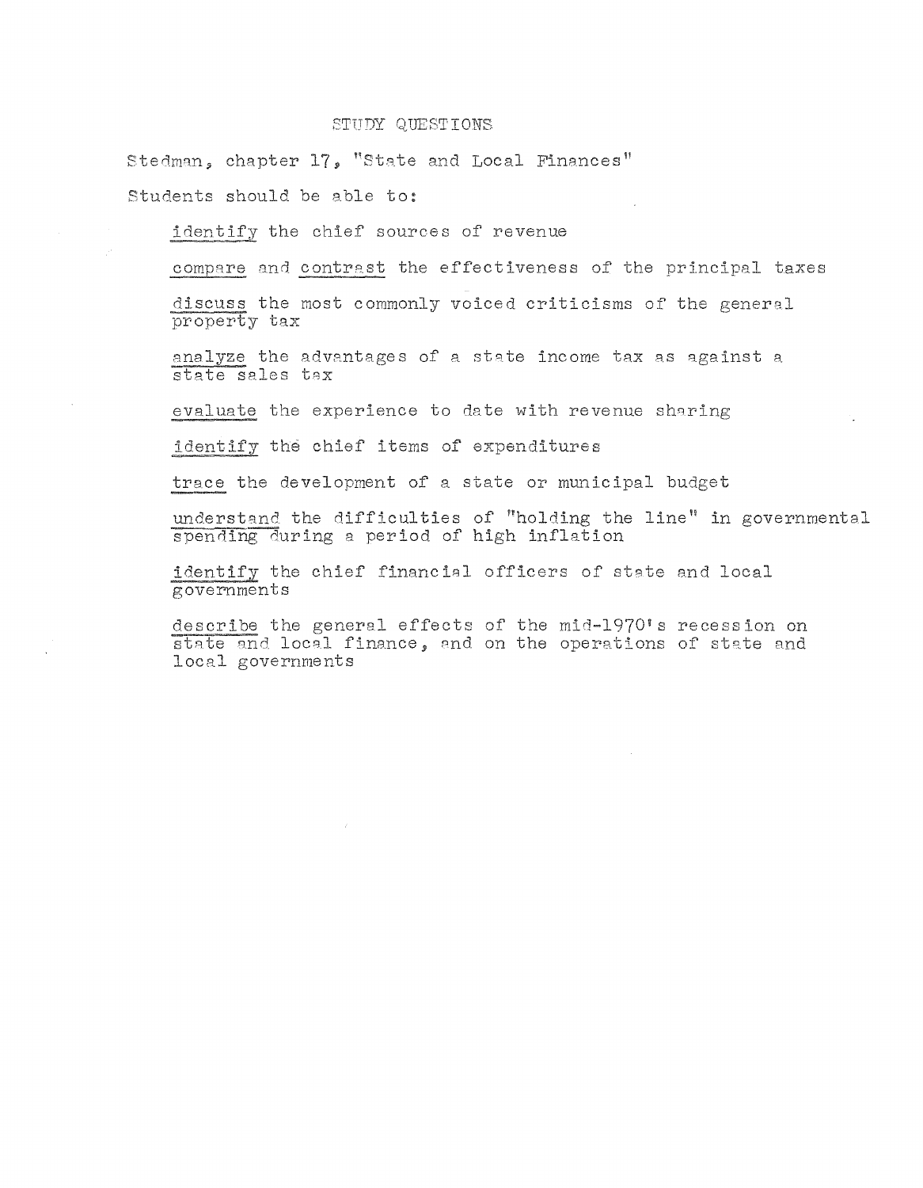# STUDY QUESTIONS

Stedman, chapter 17, "State and Local Finances"

Students should be able to:

- identify the chief sources of revenue
- compare and contrast the effectiveness of the principal taxes
- discuss the most commonly voiced criticisms of the general property tax
- analyze the advantages of a state income tax as against a state sales tax
- evaluate the experience to date with revenue sharing
- identify the chief items of expenditures
- trace the development of a state or municipal budget
- understand the difficulties of "holding the line" in governmental spending during a period of high inflation
- identify the chief financial officers of state and local governments
- describe the general effects of the mid-1970's recession on state and local finance, and on the operations of state and local governments